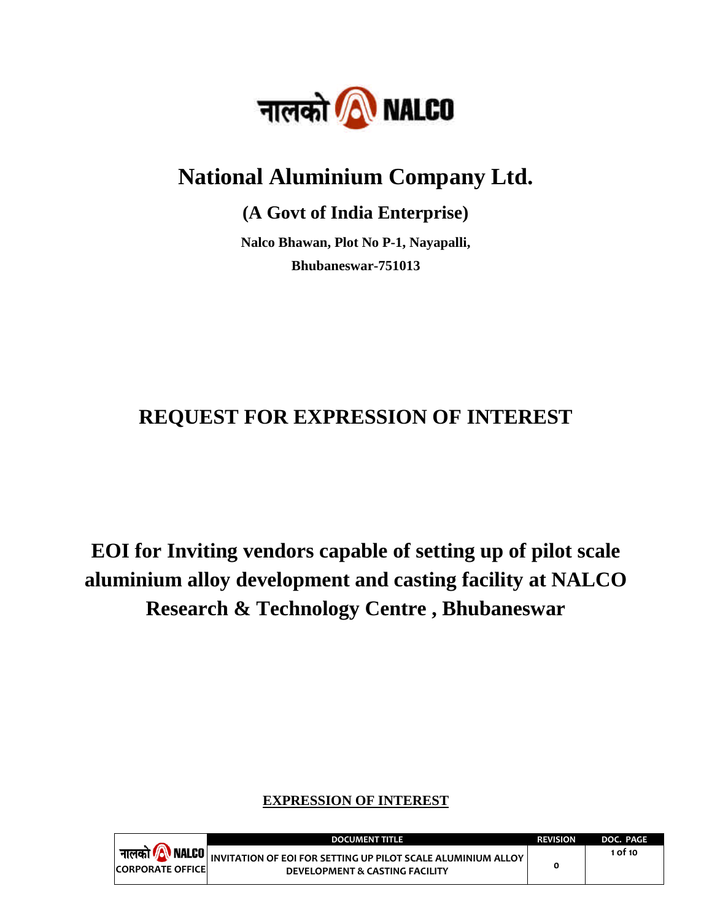नालको NALCO

# National Aluminium Company Ltd.

## (A Govt of India Enterprise)

**Nalco Bhawan, Plot No P-1, Nayapalli,**

**Bhubaneswar-751013**

# REQUEST FOR EXPRESSION OF INTEREST

# EOI for Inviting vendors capable of setting up of pilot scale aluminium alloy development and casting facility at NALCO Research & Technology Centre , Bhubaneswar

**EXPRESSION OF INTEREST**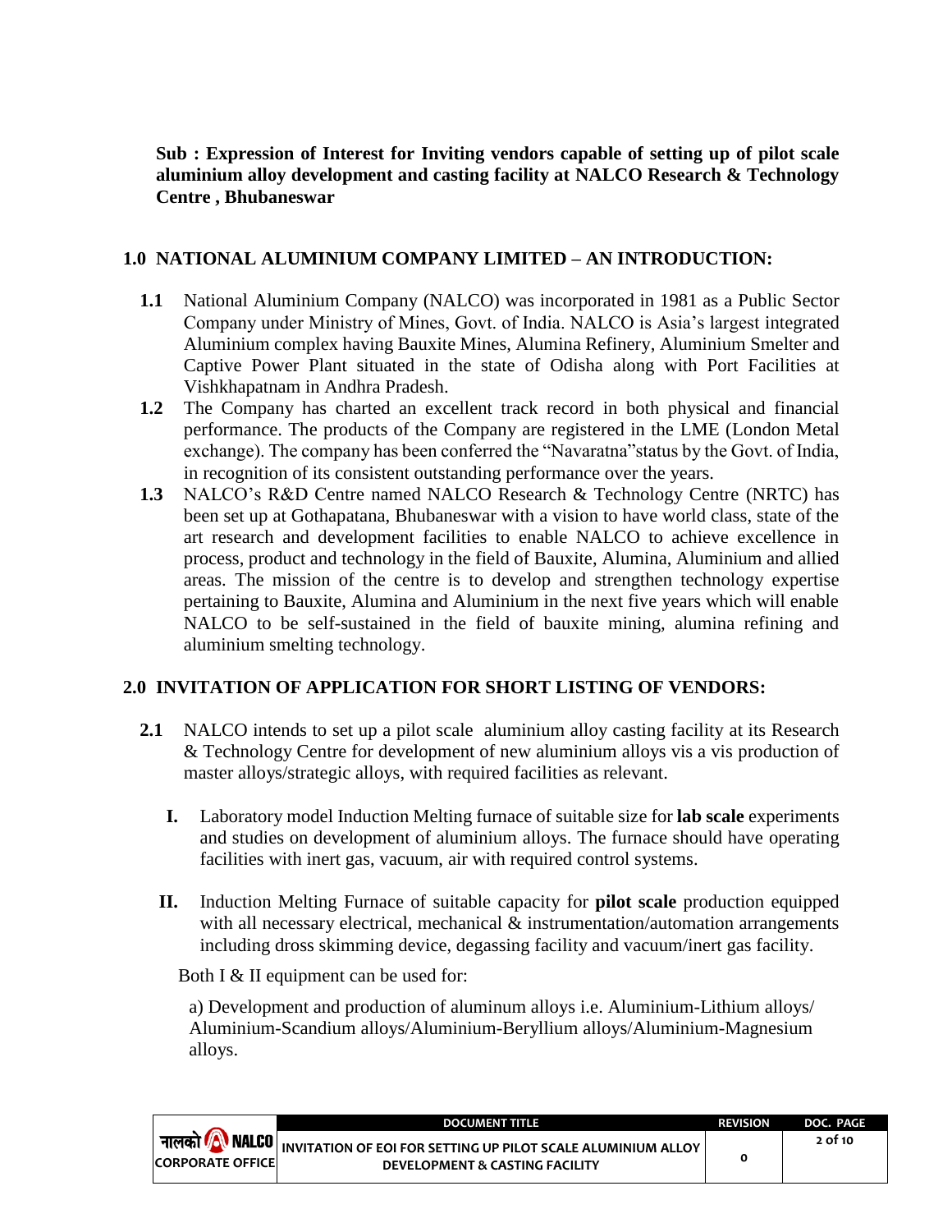**Sub : Expression of Interest for Inviting vendors capable of setting up of pilot scale aluminium alloy development and casting facility at NALCO Research & Technology Centre , Bhubaneswar**

## 1.0 NATIONAL ALUMINIUM COMPANY LIMITED – AN INTRODUCTION:

**1.1** National Aluminium Company (NALCO) was incorporated in 1981 as a Public Sector Company under Ministry of Mines, Govt. of India. NALCO is Asia's largest integrated Aluminium complex having Bauxite Mines, Alumina Refinery, Aluminium Smelter and Captive Power Plant situated in the state of Odisha along with Port Facilities at Vishkhapatnam in Andhra Pradesh.

**1.2** The Company has charted an excellent track record in both physical and financial performance. The products of the Company are registered in the LME (London Metal exchange). The company has been conferred the "Navaratna"status by the Govt. of India, in recognition of its consistent outstanding performance over the years.

**1.3** NALCO's R&D Centre named NALCO Research & Technology Centre (NRTC) has been set up at Gothapatana, Bhubaneswar with a vision to have world class, state of the art research and development facilities to enable NALCO to achieve excellence in process, product and technology in the field of Bauxite, Alumina, Aluminium and allied areas. The mission of the centre is to develop and strengthen technology expertise pertaining to Bauxite, Alumina and Aluminium in the next five years which will enable NALCO to be self-sustained in the field of bauxite mining, alumina refining and aluminium smelting technology.

## 2.0 INVITATION OF APPLICATION FOR SHORT LISTING OF VENDORS:

**2.1** NALCO intends to set up a pilot scale aluminium alloy casting facility at its Research & Technology Centre for development of new aluminium alloys vis a vis production of master alloys/strategic alloys, with required facilities as relevant.

**I.** Laboratory model Induction Melting furnace of suitable size for **lab scale** experiments and studies on development of aluminium alloys. The furnace should have operating facilities with inert gas, vacuum, air with required control systems.

**II.** Induction Melting Furnace of suitable capacity for **pilot scale** production equipped with all necessary electrical, mechanical & instrumentation/automation arrangements including dross skimming device, degassing facility and vacuum/inert gas facility.

Both I & II equipment can be used for:

a) Development and production of aluminum alloys i.e. Aluminium-Lithium alloys/ Aluminium-Scandium alloys/Aluminium-Beryllium alloys/Aluminium-Magnesium alloys.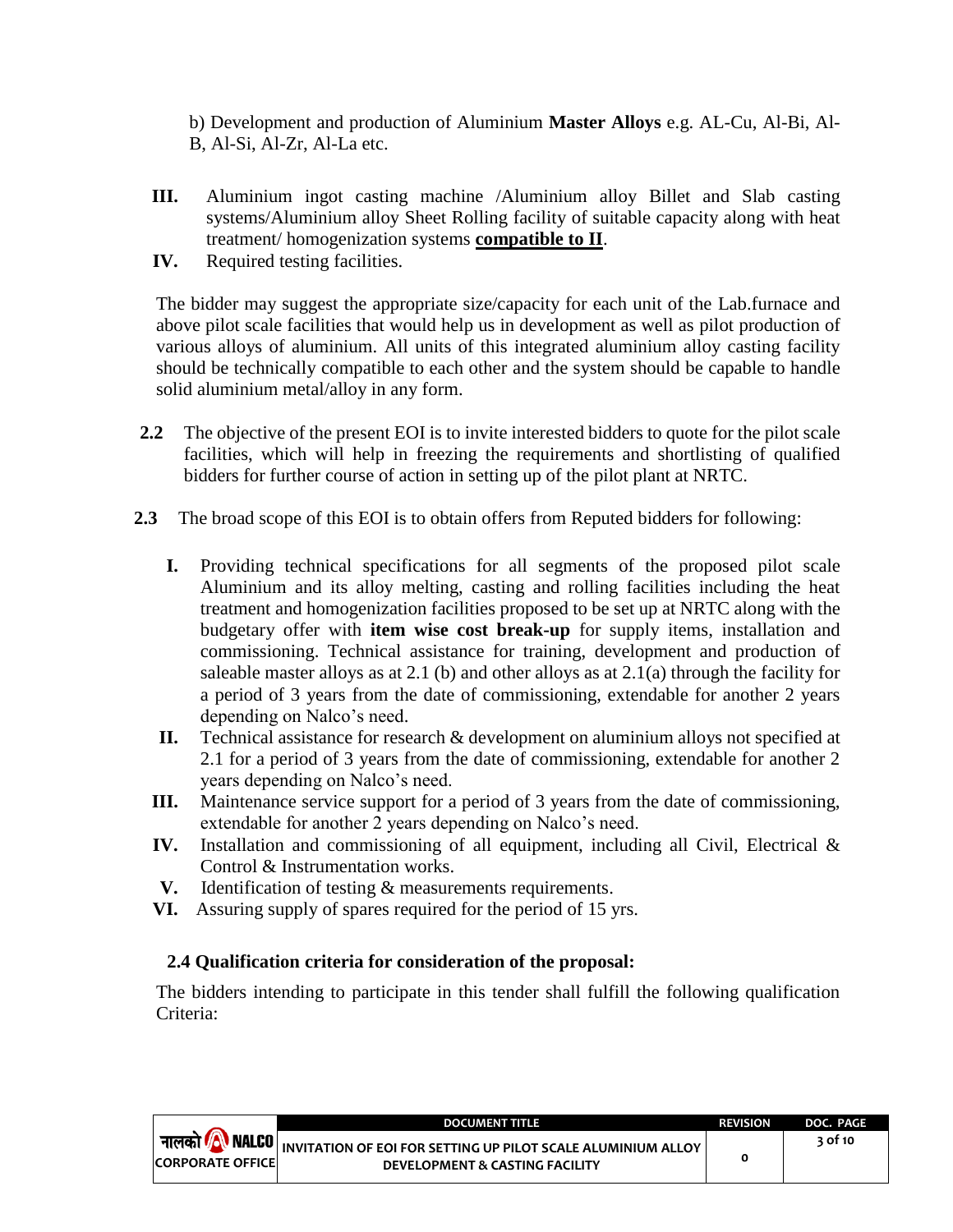b) Development and production of Aluminium **Master Alloys** e.g. AL-Cu, Al-Bi, Al-B, Al-Si, Al-Zr, Al-La etc.

**III.** Aluminium ingot casting machine /Aluminium alloy Billet and Slab casting systems/Aluminium alloy Sheet Rolling facility of suitable capacity along with heat treatment/ homogenization systems **compatible to II**.

**IV.** Required testing facilities.

The bidder may suggest the appropriate size/capacity for each unit of the Lab.furnace and above pilot scale facilities that would help us in development as well as pilot production of various alloys of aluminium. All units of this integrated aluminium alloy casting facility should be technically compatible to each other and the system should be capable to handle solid aluminium metal/alloy in any form.

**2.2** The objective of the present EOI is to invite interested bidders to quote for the pilot scale facilities, which will help in freezing the requirements and shortlisting of qualified bidders for further course of action in setting up of the pilot plant at NRTC.

**2.3** The broad scope of this EOI is to obtain offers from Reputed bidders for following:

**I.** Providing technical specifications for all segments of the proposed pilot scale Aluminium and its alloy melting, casting and rolling facilities including the heat treatment and homogenization facilities proposed to be set up at NRTC along with the budgetary offer with **item wise cost break-up** for supply items, installation and commissioning. Technical assistance for training, development and production of saleable master alloys as at 2.1 (b) and other alloys as at 2.1(a) through the facility for a period of 3 years from the date of commissioning, extendable for another 2 years depending on Nalco's need.

**II.** Technical assistance for research & development on aluminium alloys not specified at 2.1 for a period of 3 years from the date of commissioning, extendable for another 2 years depending on Nalco's need.

**III.** Maintenance service support for a period of 3 years from the date of commissioning, extendable for another 2 years depending on Nalco's need.

**IV.** Installation and commissioning of all equipment, including all Civil, Electrical & Control & Instrumentation works.

**V.** Identification of testing & measurements requirements.

**VI.** Assuring supply of spares required for the period of 15 yrs.

### 2.4 Qualification criteria for consideration of the proposal:

The bidders intending to participate in this tender shall fulfill the following qualification Criteria: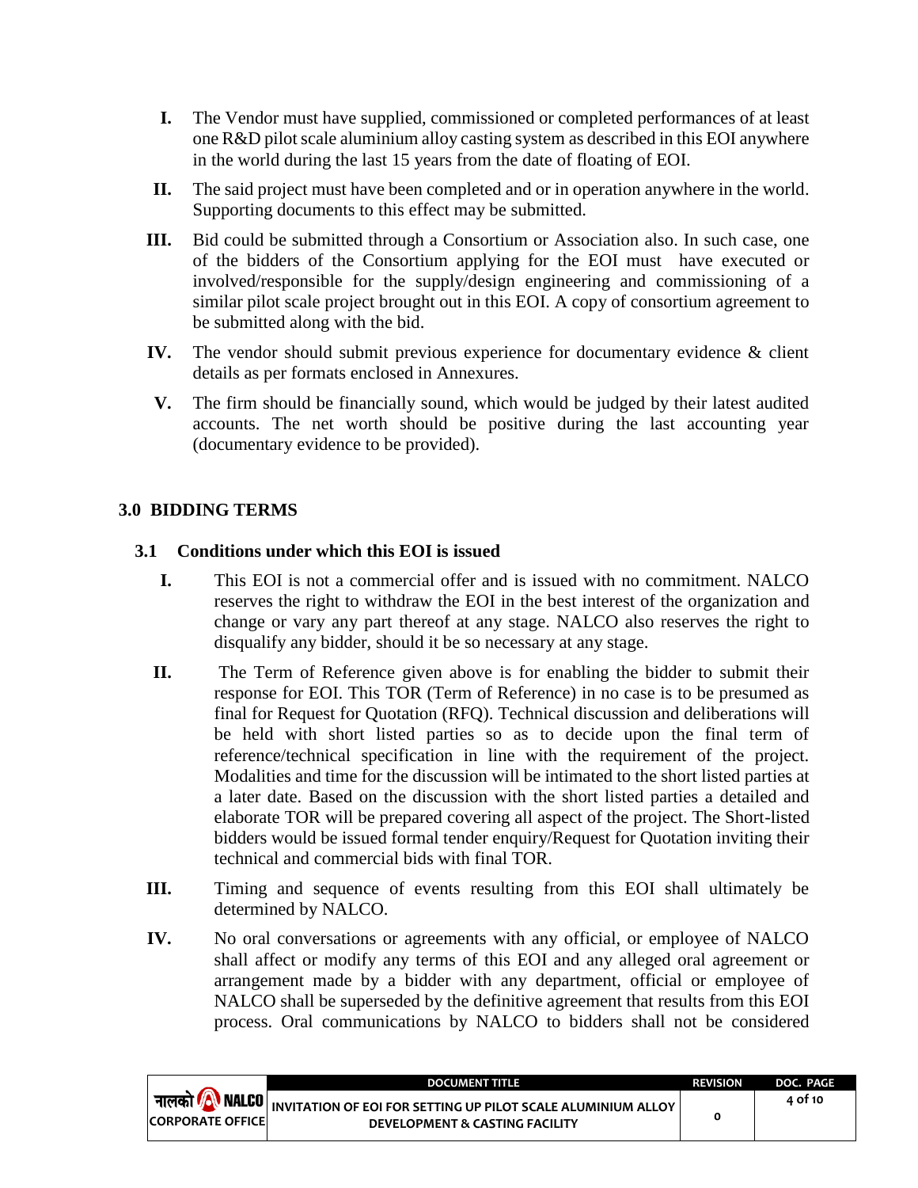I. The Vendor must have supplied, commissioned or completed performances of at least one R&D pilot scale aluminium alloy casting system as described in this EOI anywhere in the world during the last 15 years from the date of floating of EOI.

II. The said project must have been completed and or in operation anywhere in the world. Supporting documents to this effect may be submitted.

III. Bid could be submitted through a Consortium or Association also. In such case, one of the bidders of the Consortium applying for the EOI must have executed or involved/responsible for the supply/design engineering and commissioning of a similar pilot scale project brought out in this EOI. A copy of consortium agreement to be submitted along with the bid.

IV. The vendor should submit previous experience for documentary evidence & client details as per formats enclosed in Annexures.

V. The firm should be financially sound, which would be judged by their latest audited accounts. The net worth should be positive during the last accounting year (documentary evidence to be provided).

## 3.0 BIDDING TERMS

### 3.1 Conditions under which this EOI is issued

I. This EOI is not a commercial offer and is issued with no commitment. NALCO reserves the right to withdraw the EOI in the best interest of the organization and change or vary any part thereof at any stage. NALCO also reserves the right to disqualify any bidder, should it be so necessary at any stage.

II. The Term of Reference given above is for enabling the bidder to submit their response for EOI. This TOR (Term of Reference) in no case is to be presumed as final for Request for Quotation (RFQ). Technical discussion and deliberations will be held with short listed parties so as to decide upon the final term of reference/technical specification in line with the requirement of the project. Modalities and time for the discussion will be intimated to the short listed parties at a later date. Based on the discussion with the short listed parties a detailed and elaborate TOR will be prepared covering all aspect of the project. The Short-listed bidders would be issued formal tender enquiry/Request for Quotation inviting their technical and commercial bids with final TOR.

III. Timing and sequence of events resulting from this EOI shall ultimately be determined by NALCO.

IV. No oral conversations or agreements with any official, or employee of NALCO shall affect or modify any terms of this EOI and any alleged oral agreement or arrangement made by a bidder with any department, official or employee of NALCO shall be superseded by the definitive agreement that results from this EOI process. Oral communications by NALCO to bidders shall not be considered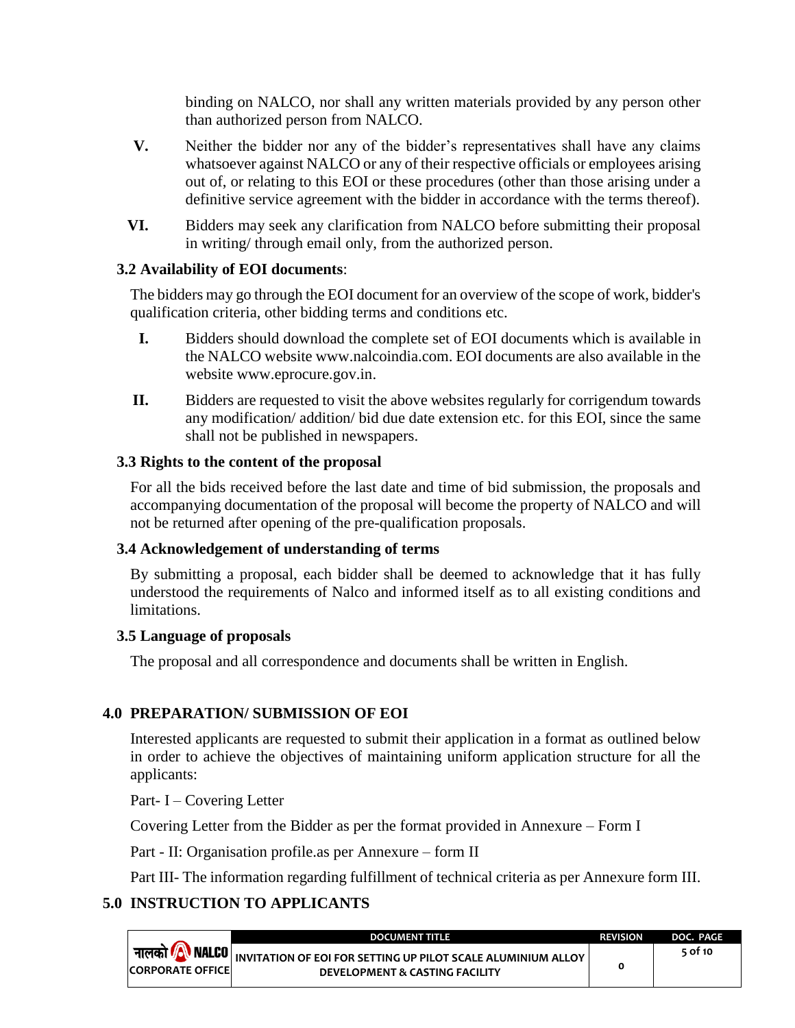binding on NALCO, nor shall any written materials provided by any person other than authorized person from NALCO.

V. Neither the bidder nor any of the bidder's representatives shall have any claims whatsoever against NALCO or any of their respective officials or employees arising out of, or relating to this EOI or these procedures (other than those arising under a definitive service agreement with the bidder in accordance with the terms thereof).

VI. Bidders may seek any clarification from NALCO before submitting their proposal in writing/ through email only, from the authorized person.

### 3.2 Availability of EOI documents:

The bidders may go through the EOI document for an overview of the scope of work, bidder's qualification criteria, other bidding terms and conditions etc.

I. Bidders should download the complete set of EOI documents which is available in the NALCO website www.nalcoindia.com. EOI documents are also available in the website www.eprocure.gov.in.

II. Bidders are requested to visit the above websites regularly for corrigendum towards any modification/ addition/ bid due date extension etc. for this EOI, since the same shall not be published in newspapers.

### 3.3 Rights to the content of the proposal

For all the bids received before the last date and time of bid submission, the proposals and accompanying documentation of the proposal will become the property of NALCO and will not be returned after opening of the pre-qualification proposals.

### 3.4 Acknowledgement of understanding of terms

By submitting a proposal, each bidder shall be deemed to acknowledge that it has fully understood the requirements of Nalco and informed itself as to all existing conditions and limitations.

### 3.5 Language of proposals

The proposal and all correspondence and documents shall be written in English.

## 4.0 PREPARATION/ SUBMISSION OF EOI

Interested applicants are requested to submit their application in a format as outlined below in order to achieve the objectives of maintaining uniform application structure for all the applicants:

Part- I – Covering Letter

Covering Letter from the Bidder as per the format provided in Annexure – Form I

Part - II: Organisation profile.as per Annexure – form II

Part III- The information regarding fulfillment of technical criteria as per Annexure form III.

## 5.0 INSTRUCTION TO APPLICANTS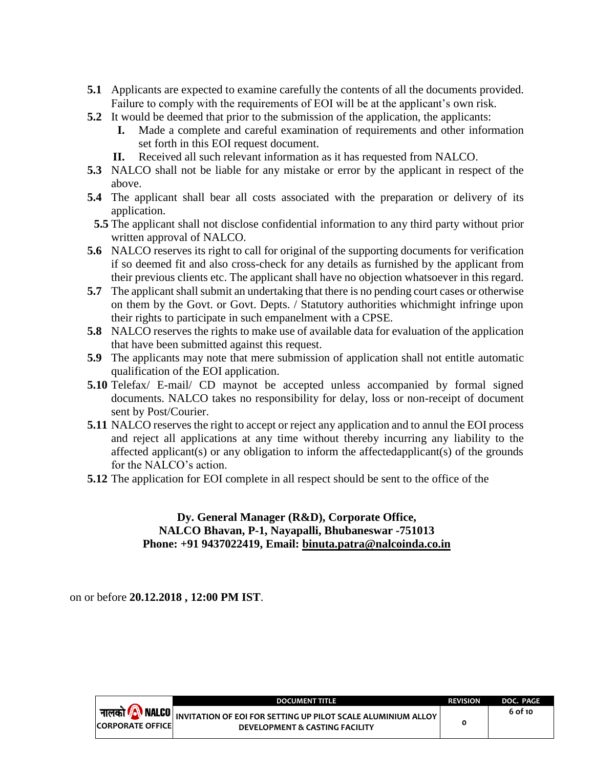- **5.1** Applicants are expected to examine carefully the contents of all the documents provided. Failure to comply with the requirements of EOI will be at the applicant's own risk.
- **5.2** It would be deemed that prior to the submission of the application, the applicants:
  - **I.** Made a complete and careful examination of requirements and other information set forth in this EOI request document.
  - **II.** Received all such relevant information as it has requested from NALCO.
- **5.3** NALCO shall not be liable for any mistake or error by the applicant in respect of the above.
- **5.4** The applicant shall bear all costs associated with the preparation or delivery of its application.
- **5.5** The applicant shall not disclose confidential information to any third party without prior written approval of NALCO.
- **5.6** NALCO reserves its right to call for original of the supporting documents for verification if so deemed fit and also cross-check for any details as furnished by the applicant from their previous clients etc. The applicant shall have no objection whatsoever in this regard.
- **5.7** The applicant shall submit an undertaking that there is no pending court cases or otherwise on them by the Govt. or Govt. Depts. / Statutory authorities whichmight infringe upon their rights to participate in such empanelment with a CPSE.
- **5.8** NALCO reserves the rights to make use of available data for evaluation of the application that have been submitted against this request.
- **5.9** The applicants may note that mere submission of application shall not entitle automatic qualification of the EOI application.
- **5.10** Telefax/ E-mail/ CD maynot be accepted unless accompanied by formal signed documents. NALCO takes no responsibility for delay, loss or non-receipt of document sent by Post/Courier.
- **5.11** NALCO reserves the right to accept or reject any application and to annul the EOI process and reject all applications at any time without thereby incurring any liability to the affected applicant(s) or any obligation to inform the affectedapplicant(s) of the grounds for the NALCO's action.
- **5.12** The application for EOI complete in all respect should be sent to the office of the

**Dy. General Manager (R&D), Corporate Office,**
**NALCO Bhavan, P-1, Nayapalli, Bhubaneswar -751013**
**Phone: +91 9437022419, Email: binuta.patra@nalcoinda.co.in**

on or before **20.12.2018 , 12:00 PM IST**.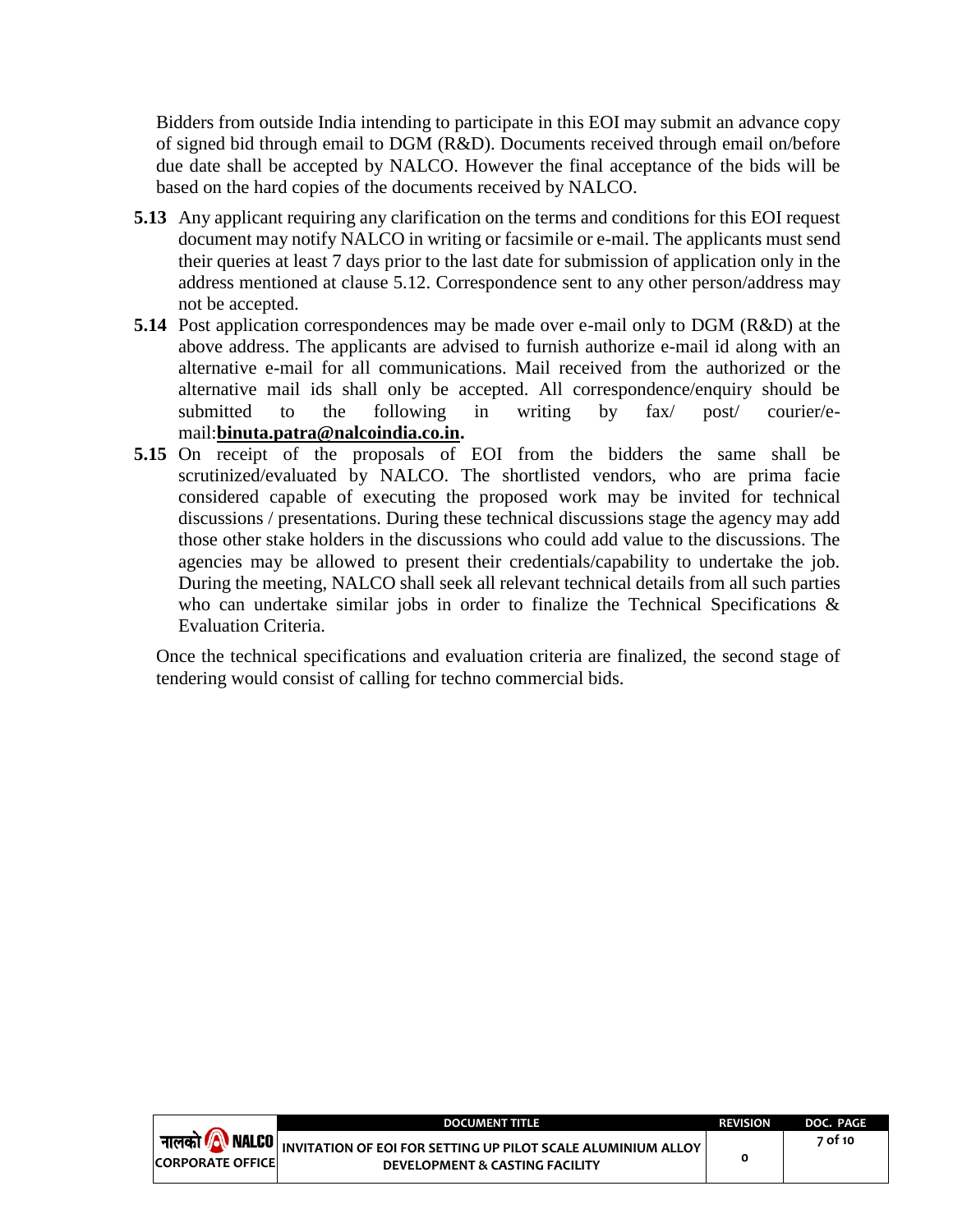Bidders from outside India intending to participate in this EOI may submit an advance copy of signed bid through email to DGM (R&D). Documents received through email on/before due date shall be accepted by NALCO. However the final acceptance of the bids will be based on the hard copies of the documents received by NALCO.

**5.13** Any applicant requiring any clarification on the terms and conditions for this EOI request document may notify NALCO in writing or facsimile or e-mail. The applicants must send their queries at least 7 days prior to the last date for submission of application only in the address mentioned at clause 5.12. Correspondence sent to any other person/address may not be accepted.

**5.14** Post application correspondences may be made over e-mail only to DGM (R&D) at the above address. The applicants are advised to furnish authorize e-mail id along with an alternative e-mail for all communications. Mail received from the authorized or the alternative mail ids shall only be accepted. All correspondence/enquiry should be submitted to the following in writing by fax/ post/ courier/e-mail:**binuta.patra@nalcoindia.co.in.**

**5.15** On receipt of the proposals of EOI from the bidders the same shall be scrutinized/evaluated by NALCO. The shortlisted vendors, who are prima facie considered capable of executing the proposed work may be invited for technical discussions / presentations. During these technical discussions stage the agency may add those other stake holders in the discussions who could add value to the discussions. The agencies may be allowed to present their credentials/capability to undertake the job. During the meeting, NALCO shall seek all relevant technical details from all such parties who can undertake similar jobs in order to finalize the Technical Specifications & Evaluation Criteria.

Once the technical specifications and evaluation criteria are finalized, the second stage of tendering would consist of calling for techno commercial bids.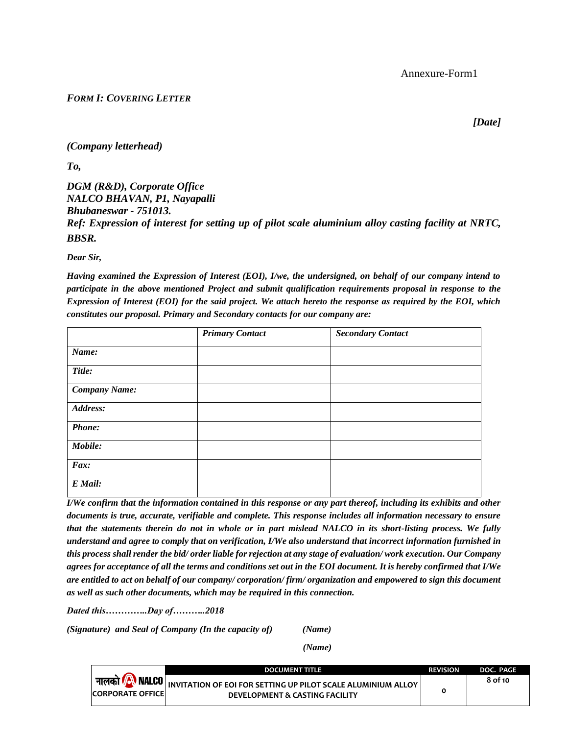Annexure-Form1

*FORM I: COVERING LETTER*

***[Date]***

***(Company letterhead)***

***To,***

***DGM (R&D), Corporate Office***
***NALCO BHAVAN, P1, Nayapalli***
***Bhubaneswar - 751013.***
***Ref: Expression of interest for setting up of pilot scale aluminium alloy casting facility at NRTC, BBSR.***

***Dear Sir,***

***Having examined the Expression of Interest (EOI), I/we, the undersigned, on behalf of our company intend to participate in the above mentioned Project and submit qualification requirements proposal in response to the Expression of Interest (EOI) for the said project. We attach hereto the response as required by the EOI, which constitutes our proposal. Primary and Secondary contacts for our company are:***

| | ***Primary Contact*** | ***Secondary Contact*** |
|---|---|---|
| ***Name:*** | | |
| ***Title:*** | | |
| ***Company Name:*** | | |
| ***Address:*** | | |
| ***Phone:*** | | |
| ***Mobile:*** | | |
| ***Fax:*** | | |
| ***E Mail:*** | | |

***I/We confirm that the information contained in this response or any part thereof, including its exhibits and other documents is true, accurate, verifiable and complete. This response includes all information necessary to ensure that the statements therein do not in whole or in part mislead NALCO in its short-listing process. We fully understand and agree to comply that on verification, I/We also understand that incorrect information furnished in this process shall render the bid/ order liable for rejection at any stage of evaluation/ work execution. Our Company agrees for acceptance of all the terms and conditions set out in the EOI document. It is hereby confirmed that I/We are entitled to act on behalf of our company/ corporation/ firm/ organization and empowered to sign this document as well as such other documents, which may be required in this connection.***

***Dated this…………..Day of………..2018***

***(Signature) and Seal of Company (In the capacity of)*** ***(Name)***

***(Name)***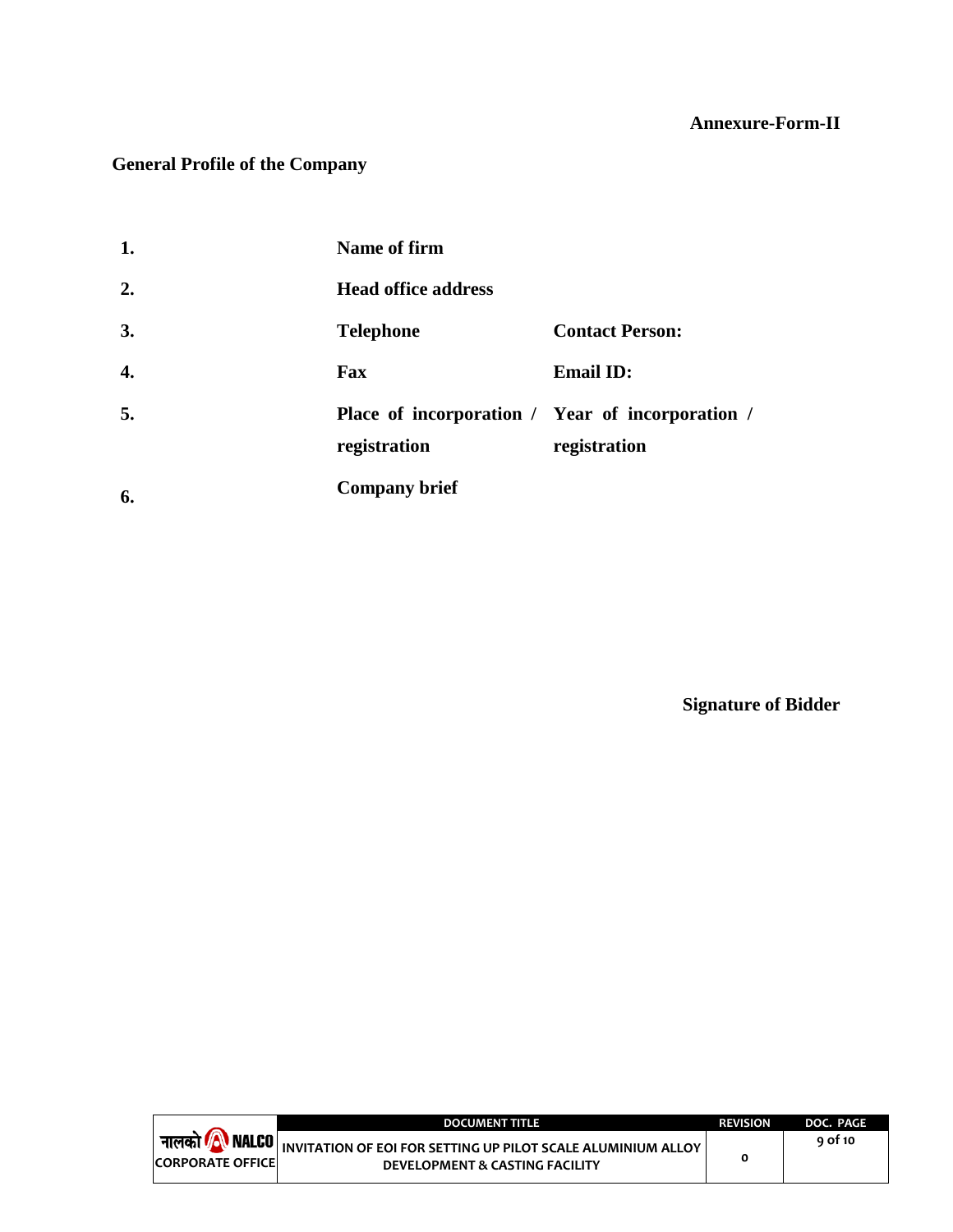**Annexure-Form-II**

## General Profile of the Company

| | | |
|---|---|---|
| **1.** | **Name of firm** | |
| **2.** | **Head office address** | |
| **3.** | **Telephone** | **Contact Person:** |
| **4.** | **Fax** | **Email ID:** |
| **5.** | **Place of incorporation / registration** | **Year of incorporation / registration** |
| **6.** | **Company brief** | |

**Signature of Bidder**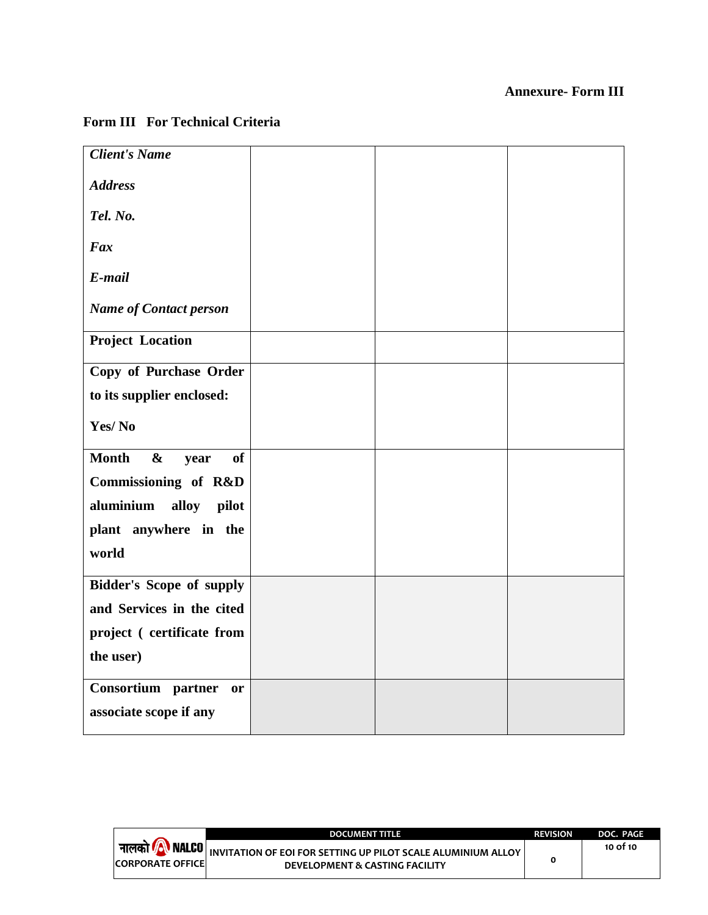**Annexure- Form III**

**Form III For Technical Criteria**

| | | | |
|---|---|---|---|
| ***Client's Name***<br><br>***Address***<br><br>***Tel. No.***<br><br>***Fax***<br><br>***E-mail***<br><br>***Name of Contact person*** | | | |
| **Project Location** | | | |
| **Copy of Purchase Order to its supplier enclosed:**<br><br>**Yes/ No** | | | |
| **Month & year of Commissioning of R&D aluminium alloy pilot plant anywhere in the world** | | | |
| **Bidder's Scope of supply and Services in the cited project ( certificate from the user)** | | | |
| **Consortium partner or associate scope if any** | | | |